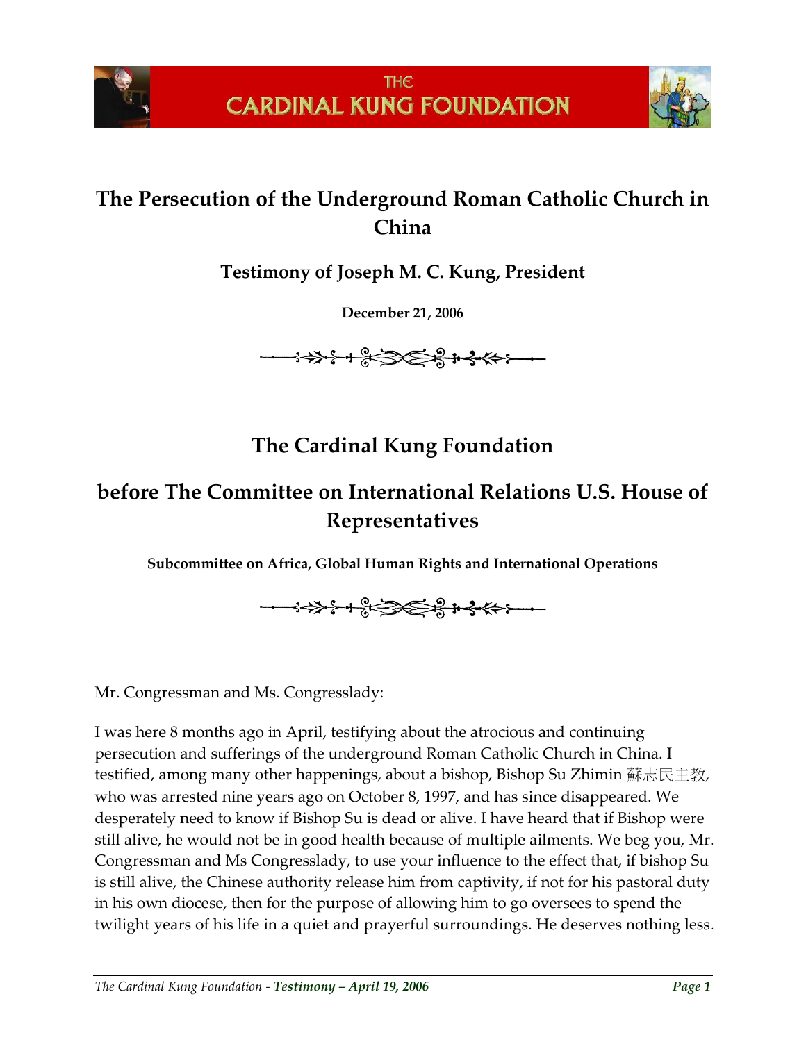THE CARDINAL KUNG FOUNDATION

# The Persecution of the Underground Roman Catholic Church in China

### Testimony of Joseph M. C. Kung, President

**December 21, 2006**

## The Cardinal Kung Foundation

## before The Committee on International Relations U.S. House of Representatives

**Subcommittee on Africa, Global Human Rights and International Operations**

Mr. Congressman and Ms. Congresslady:

I was here 8 months ago in April, testifying about the atrocious and continuing persecution and sufferings of the underground Roman Catholic Church in China. I testified, among many other happenings, about a bishop, Bishop Su Zhimin 蘇志民主教, who was arrested nine years ago on October 8, 1997, and has since disappeared. We desperately need to know if Bishop Su is dead or alive. I have heard that if Bishop were still alive, he would not be in good health because of multiple ailments. We beg you, Mr. Congressman and Ms Congresslady, to use your influence to the effect that, if bishop Su is still alive, the Chinese authority release him from captivity, if not for his pastoral duty in his own diocese, then for the purpose of allowing him to go oversees to spend the twilight years of his life in a quiet and prayerful surroundings. He deserves nothing less.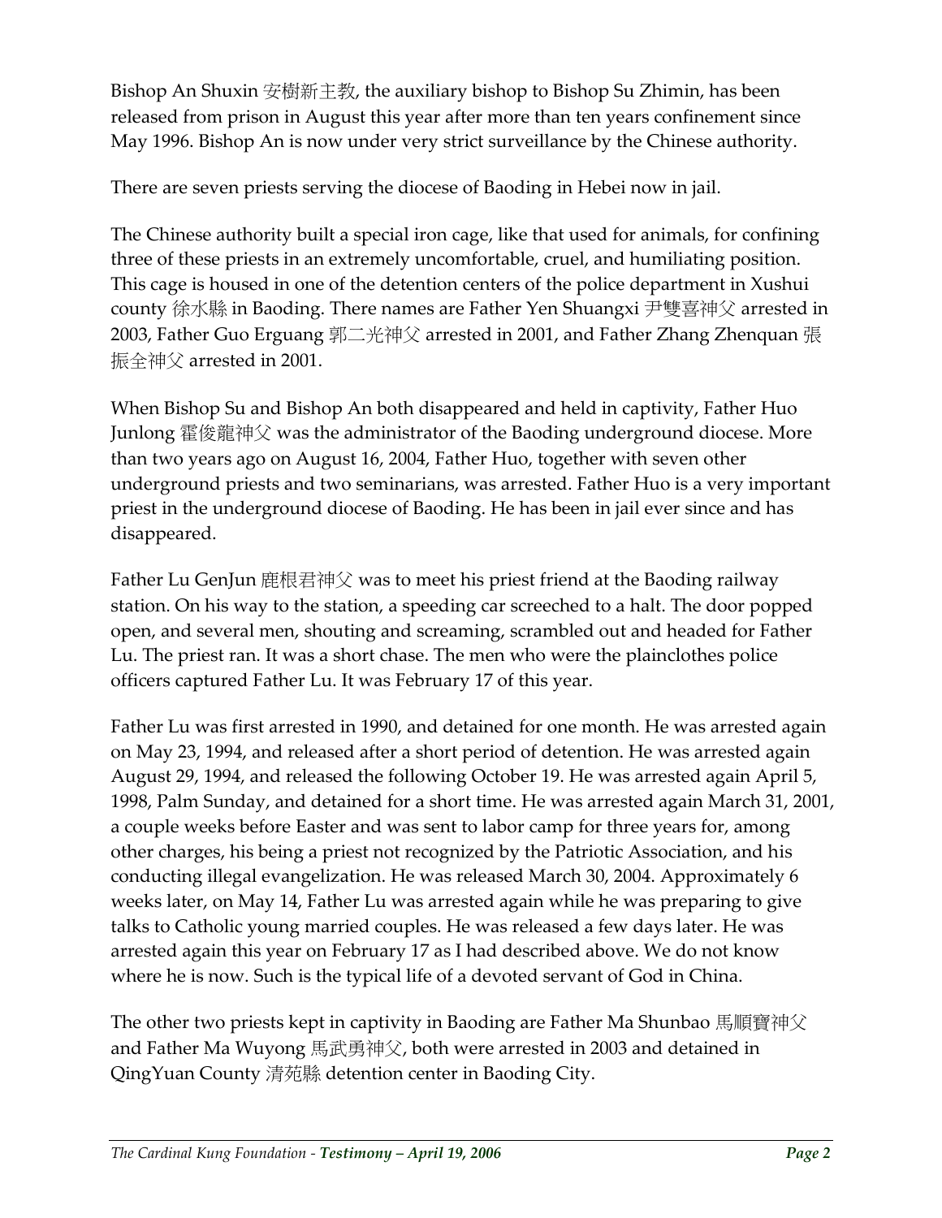Bishop An Shuxin 安樹新主教, the auxiliary bishop to Bishop Su Zhimin, has been released from prison in August this year after more than ten years confinement since May 1996. Bishop An is now under very strict surveillance by the Chinese authority.

There are seven priests serving the diocese of Baoding in Hebei now in jail.

The Chinese authority built a special iron cage, like that used for animals, for confining three of these priests in an extremely uncomfortable, cruel, and humiliating position. This cage is housed in one of the detention centers of the police department in Xushui county 徐水縣 in Baoding. There names are Father Yen Shuangxi 尹雙喜神父 arrested in 2003, Father Guo Erguang 郭二光神父 arrested in 2001, and Father Zhang Zhenquan 張振全神父 arrested in 2001.

When Bishop Su and Bishop An both disappeared and held in captivity, Father Huo Junlong 霍俊龍神父 was the administrator of the Baoding underground diocese. More than two years ago on August 16, 2004, Father Huo, together with seven other underground priests and two seminarians, was arrested. Father Huo is a very important priest in the underground diocese of Baoding. He has been in jail ever since and has disappeared.

Father Lu GenJun 鹿根君神父 was to meet his priest friend at the Baoding railway station. On his way to the station, a speeding car screeched to a halt. The door popped open, and several men, shouting and screaming, scrambled out and headed for Father Lu. The priest ran. It was a short chase. The men who were the plainclothes police officers captured Father Lu. It was February 17 of this year.

Father Lu was first arrested in 1990, and detained for one month. He was arrested again on May 23, 1994, and released after a short period of detention. He was arrested again August 29, 1994, and released the following October 19. He was arrested again April 5, 1998, Palm Sunday, and detained for a short time. He was arrested again March 31, 2001, a couple weeks before Easter and was sent to labor camp for three years for, among other charges, his being a priest not recognized by the Patriotic Association, and his conducting illegal evangelization. He was released March 30, 2004. Approximately 6 weeks later, on May 14, Father Lu was arrested again while he was preparing to give talks to Catholic young married couples. He was released a few days later. He was arrested again this year on February 17 as I had described above. We do not know where he is now. Such is the typical life of a devoted servant of God in China.

The other two priests kept in captivity in Baoding are Father Ma Shunbao 馬順寶神父 and Father Ma Wuyong 馬武勇神父, both were arrested in 2003 and detained in QingYuan County 清苑縣 detention center in Baoding City.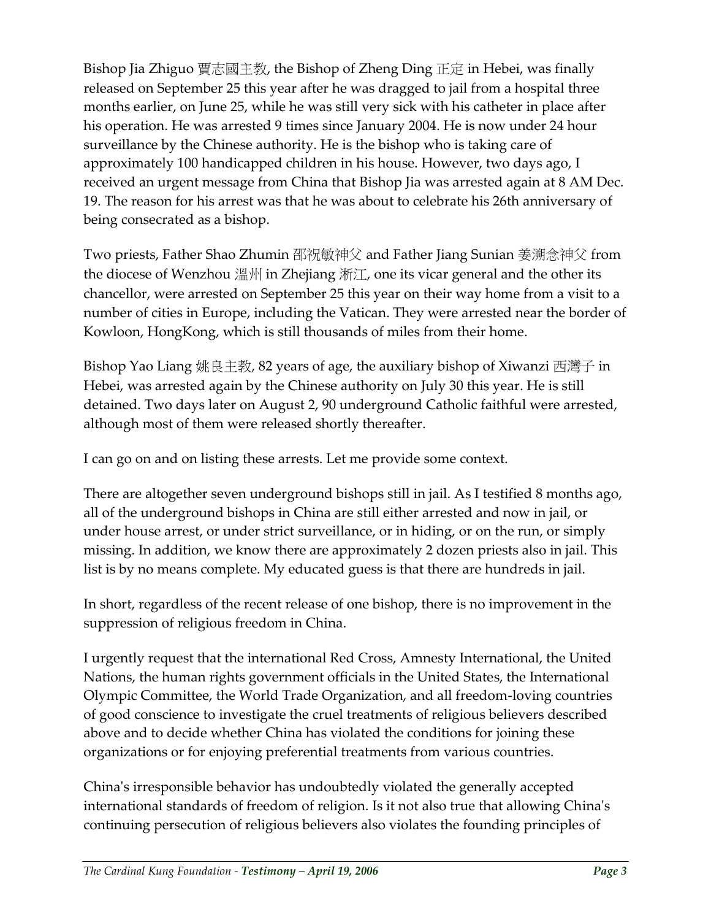Bishop Jia Zhiguo 賈志國主教, the Bishop of Zheng Ding 正定 in Hebei, was finally released on September 25 this year after he was dragged to jail from a hospital three months earlier, on June 25, while he was still very sick with his catheter in place after his operation. He was arrested 9 times since January 2004. He is now under 24 hour surveillance by the Chinese authority. He is the bishop who is taking care of approximately 100 handicapped children in his house. However, two days ago, I received an urgent message from China that Bishop Jia was arrested again at 8 AM Dec. 19. The reason for his arrest was that he was about to celebrate his 26th anniversary of being consecrated as a bishop.

Two priests, Father Shao Zhumin 邵祝敏神父 and Father Jiang Sunian 姜溯念神父 from the diocese of Wenzhou 溫州 in Zhejiang 浙江, one its vicar general and the other its chancellor, were arrested on September 25 this year on their way home from a visit to a number of cities in Europe, including the Vatican. They were arrested near the border of Kowloon, HongKong, which is still thousands of miles from their home.

Bishop Yao Liang 姚良主教, 82 years of age, the auxiliary bishop of Xiwanzi 西灣子 in Hebei, was arrested again by the Chinese authority on July 30 this year. He is still detained. Two days later on August 2, 90 underground Catholic faithful were arrested, although most of them were released shortly thereafter.

I can go on and on listing these arrests. Let me provide some context.

There are altogether seven underground bishops still in jail. As I testified 8 months ago, all of the underground bishops in China are still either arrested and now in jail, or under house arrest, or under strict surveillance, or in hiding, or on the run, or simply missing. In addition, we know there are approximately 2 dozen priests also in jail. This list is by no means complete. My educated guess is that there are hundreds in jail.

In short, regardless of the recent release of one bishop, there is no improvement in the suppression of religious freedom in China.

I urgently request that the international Red Cross, Amnesty International, the United Nations, the human rights government officials in the United States, the International Olympic Committee, the World Trade Organization, and all freedom-loving countries of good conscience to investigate the cruel treatments of religious believers described above and to decide whether China has violated the conditions for joining these organizations or for enjoying preferential treatments from various countries.

China's irresponsible behavior has undoubtedly violated the generally accepted international standards of freedom of religion. Is it not also true that allowing China's continuing persecution of religious believers also violates the founding principles of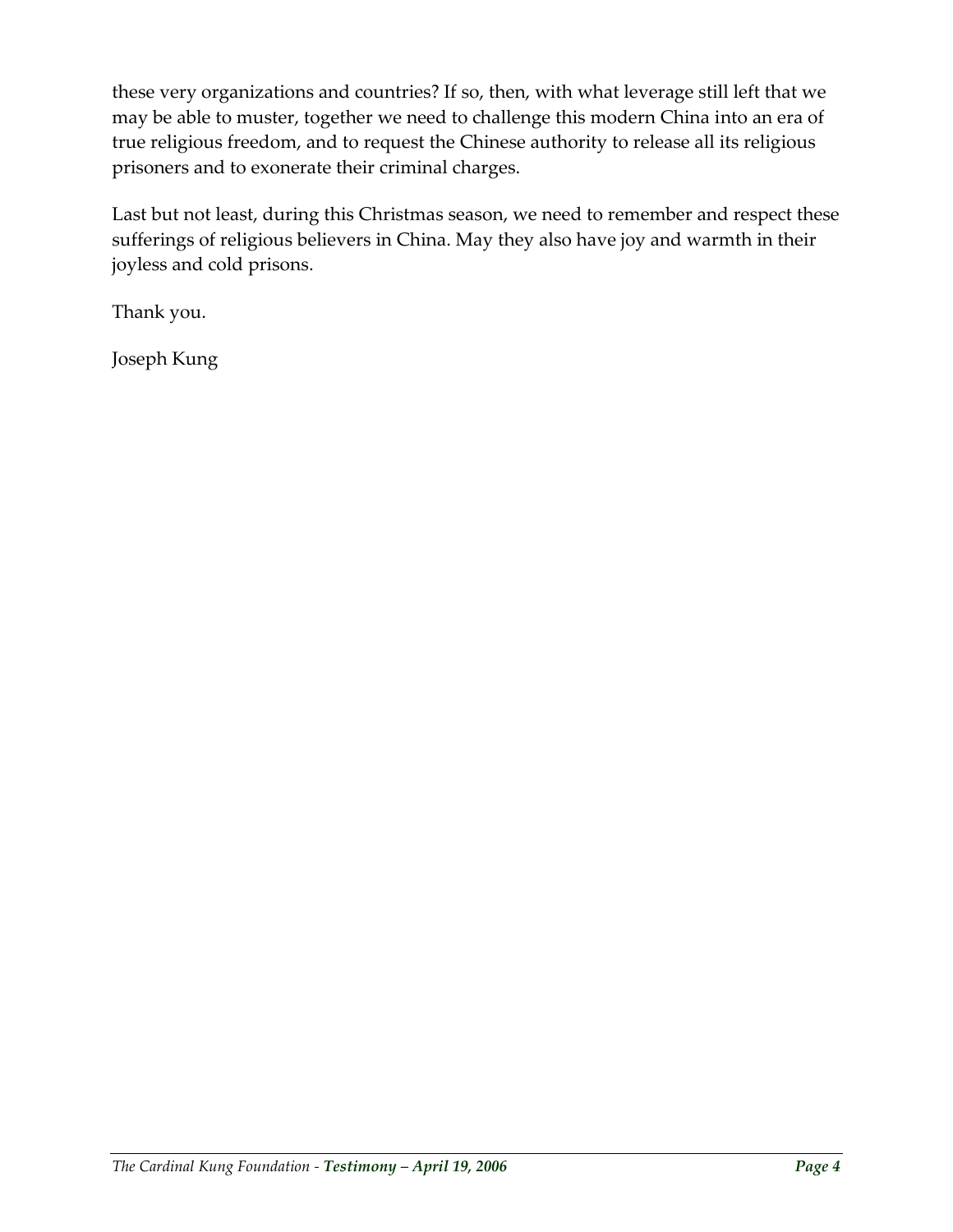these very organizations and countries? If so, then, with what leverage still left that we may be able to muster, together we need to challenge this modern China into an era of true religious freedom, and to request the Chinese authority to release all its religious prisoners and to exonerate their criminal charges.

Last but not least, during this Christmas season, we need to remember and respect these sufferings of religious believers in China. May they also have joy and warmth in their joyless and cold prisons.

Thank you.

Joseph Kung